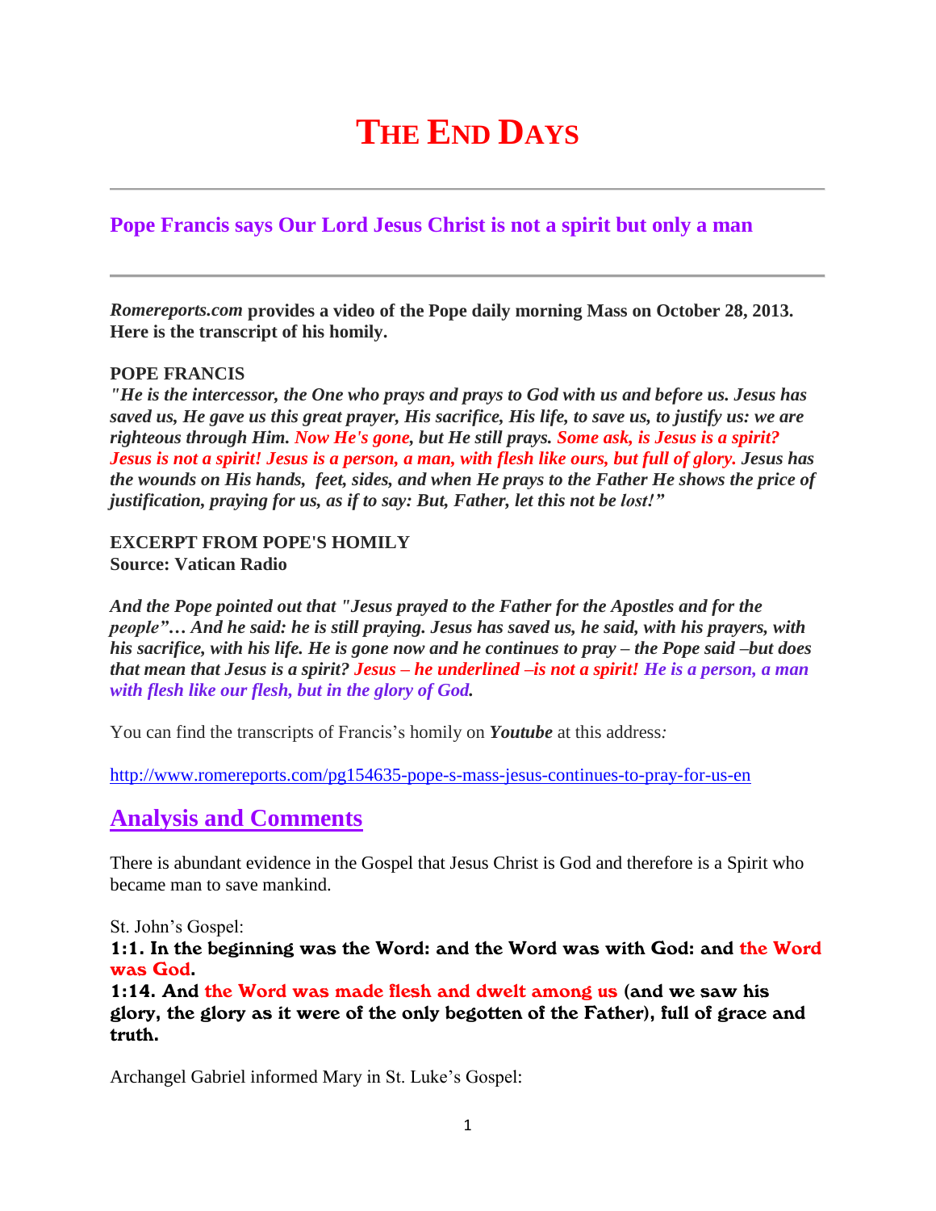# THE END DAYS

---

## Pope Francis says Our Lord Jesus Christ is not a spirit but only a man

---

***Romereports.com*** **provides a video of the Pope daily morning Mass on October 28, 2013. Here is the transcript of his homily.**

**POPE FRANCIS**
***"He is the intercessor, the One who prays and prays to God with us and before us. Jesus has saved us, He gave us this great prayer, His sacrifice, His life, to save us, to justify us: we are righteous through Him. Now He's gone, but He still prays. Some ask, is Jesus is a spirit? Jesus is not a spirit! Jesus is a person, a man, with flesh like ours, but full of glory. Jesus has the wounds on His hands, feet, sides, and when He prays to the Father He shows the price of justification, praying for us, as if to say: But, Father, let this not be lost!"***

**EXCERPT FROM POPE'S HOMILY**
**Source: Vatican Radio**

***And the Pope pointed out that "Jesus prayed to the Father for the Apostles and for the people"… And he said: he is still praying. Jesus has saved us, he said, with his prayers, with his sacrifice, with his life. He is gone now and he continues to pray – the Pope said –but does that mean that Jesus is a spirit? Jesus – he underlined –is not a spirit! He is a person, a man with flesh like our flesh, but in the glory of God.***

You can find the transcripts of Francis's homily on ***Youtube*** at this address*:*

http://www.romereports.com/pg154635-pope-s-mass-jesus-continues-to-pray-for-us-en

## Analysis and Comments

There is abundant evidence in the Gospel that Jesus Christ is God and therefore is a Spirit who became man to save mankind.

St. John's Gospel:
**1:1. In the beginning was the Word: and the Word was with God: and the Word was God.**
**1:14. And the Word was made flesh and dwelt among us (and we saw his glory, the glory as it were of the only begotten of the Father), full of grace and truth.**

Archangel Gabriel informed Mary in St. Luke's Gospel: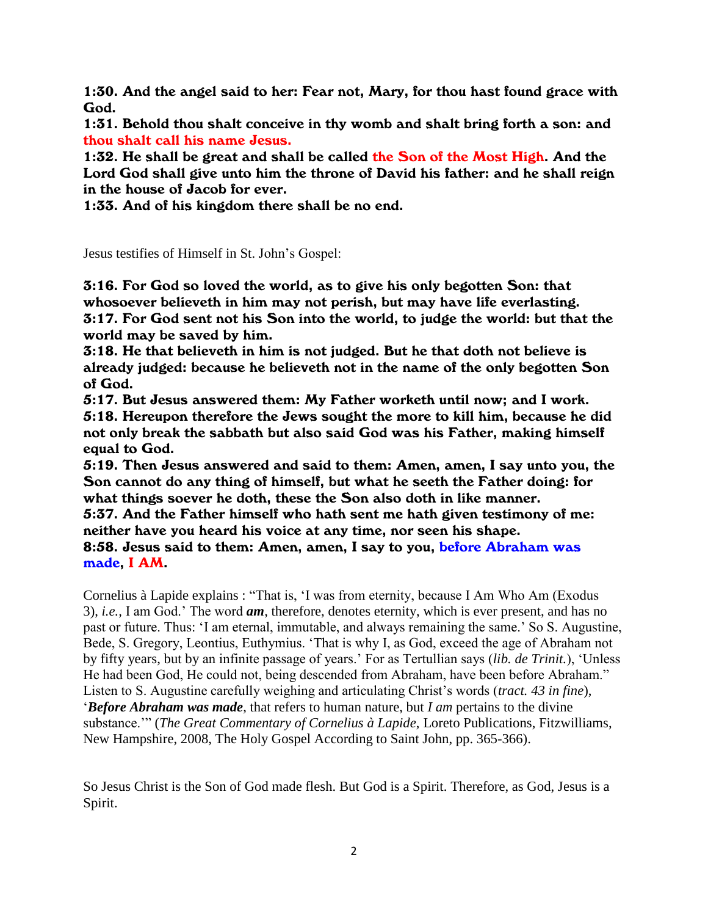**1:30. And the angel said to her: Fear not, Mary, for thou hast found grace with God.**
**1:31. Behold thou shalt conceive in thy womb and shalt bring forth a son: and thou shalt call his name Jesus.**
**1:32. He shall be great and shall be called the Son of the Most High. And the Lord God shall give unto him the throne of David his father: and he shall reign in the house of Jacob for ever.**
**1:33. And of his kingdom there shall be no end.**

Jesus testifies of Himself in St. John's Gospel:

**3:16. For God so loved the world, as to give his only begotten Son: that whosoever believeth in him may not perish, but may have life everlasting.**
**3:17. For God sent not his Son into the world, to judge the world: but that the world may be saved by him.**
**3:18. He that believeth in him is not judged. But he that doth not believe is already judged: because he believeth not in the name of the only begotten Son of God.**
**5:17. But Jesus answered them: My Father worketh until now; and I work.**
**5:18. Hereupon therefore the Jews sought the more to kill him, because he did not only break the sabbath but also said God was his Father, making himself equal to God.**
**5:19. Then Jesus answered and said to them: Amen, amen, I say unto you, the Son cannot do any thing of himself, but what he seeth the Father doing: for what things soever he doth, these the Son also doth in like manner.**
**5:37. And the Father himself who hath sent me hath given testimony of me: neither have you heard his voice at any time, nor seen his shape.**
**8:58. Jesus said to them: Amen, amen, I say to you, before Abraham was made, I AM.**

Cornelius à Lapide explains : "That is, 'I was from eternity, because I Am Who Am (Exodus 3), *i.e.,* I am God.' The word ***am***, therefore, denotes eternity, which is ever present, and has no past or future. Thus: 'I am eternal, immutable, and always remaining the same.' So S. Augustine, Bede, S. Gregory, Leontius, Euthymius. 'That is why I, as God, exceed the age of Abraham not by fifty years, but by an infinite passage of years.' For as Tertullian says (*lib. de Trinit.*), 'Unless He had been God, He could not, being descended from Abraham, have been before Abraham." Listen to S. Augustine carefully weighing and articulating Christ's words (*tract. 43 in fine*), '***Before Abraham was made***, that refers to human nature, but *I am* pertains to the divine substance.'" (*The Great Commentary of Cornelius à Lapide*, Loreto Publications, Fitzwilliams, New Hampshire, 2008, The Holy Gospel According to Saint John, pp. 365-366).

So Jesus Christ is the Son of God made flesh. But God is a Spirit. Therefore, as God, Jesus is a Spirit.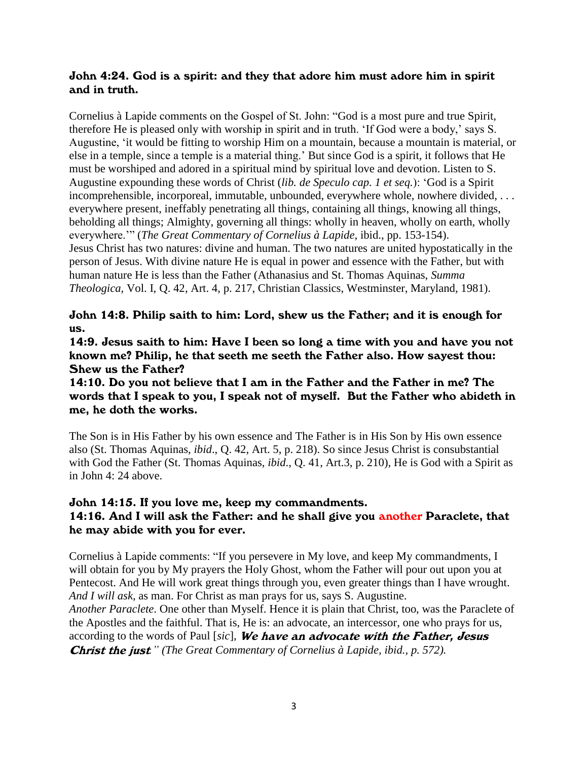**John 4:24. God is a spirit: and they that adore him must adore him in spirit and in truth.**

Cornelius à Lapide comments on the Gospel of St. John: "God is a most pure and true Spirit, therefore He is pleased only with worship in spirit and in truth. 'If God were a body,' says S. Augustine, 'it would be fitting to worship Him on a mountain, because a mountain is material, or else in a temple, since a temple is a material thing.' But since God is a spirit, it follows that He must be worshiped and adored in a spiritual mind by spiritual love and devotion. Listen to S. Augustine expounding these words of Christ (*lib. de Speculo cap. 1 et seq.*): 'God is a Spirit incomprehensible, incorporeal, immutable, unbounded, everywhere whole, nowhere divided, . . . everywhere present, ineffably penetrating all things, containing all things, knowing all things, beholding all things; Almighty, governing all things: wholly in heaven, wholly on earth, wholly everywhere.'" (*The Great Commentary of Cornelius à Lapide*, ibid., pp. 153-154).
Jesus Christ has two natures: divine and human. The two natures are united hypostatically in the person of Jesus. With divine nature He is equal in power and essence with the Father, but with human nature He is less than the Father (Athanasius and St. Thomas Aquinas, *Summa Theologica*, Vol. I, Q. 42, Art. 4, p. 217, Christian Classics, Westminster, Maryland, 1981).

**John 14:8. Philip saith to him: Lord, shew us the Father; and it is enough for us.**
**14:9. Jesus saith to him: Have I been so long a time with you and have you not known me? Philip, he that seeth me seeth the Father also. How sayest thou: Shew us the Father?**
**14:10. Do you not believe that I am in the Father and the Father in me? The words that I speak to you, I speak not of myself. But the Father who abideth in me, he doth the works.**

The Son is in His Father by his own essence and The Father is in His Son by His own essence also (St. Thomas Aquinas, *ibid*., Q. 42, Art. 5, p. 218). So since Jesus Christ is consubstantial with God the Father (St. Thomas Aquinas, *ibid*., Q. 41, Art.3, p. 210), He is God with a Spirit as in John 4: 24 above.

**John 14:15. If you love me, keep my commandments.**
**14:16. And I will ask the Father: and he shall give you another Paraclete, that he may abide with you for ever.**

Cornelius à Lapide comments: "If you persevere in My love, and keep My commandments, I will obtain for you by My prayers the Holy Ghost, whom the Father will pour out upon you at Pentecost. And He will work great things through you, even greater things than I have wrought. *And I will ask*, as man. For Christ as man prays for us, says S. Augustine.
*Another Paraclete*. One other than Myself. Hence it is plain that Christ, too, was the Paraclete of the Apostles and the faithful. That is, He is: an advocate, an intercessor, one who prays for us, according to the words of Paul [*sic*], ***We have an advocate with the Father, Jesus Christ the just***." *(The Great Commentary of Cornelius à Lapide, ibid., p. 572).*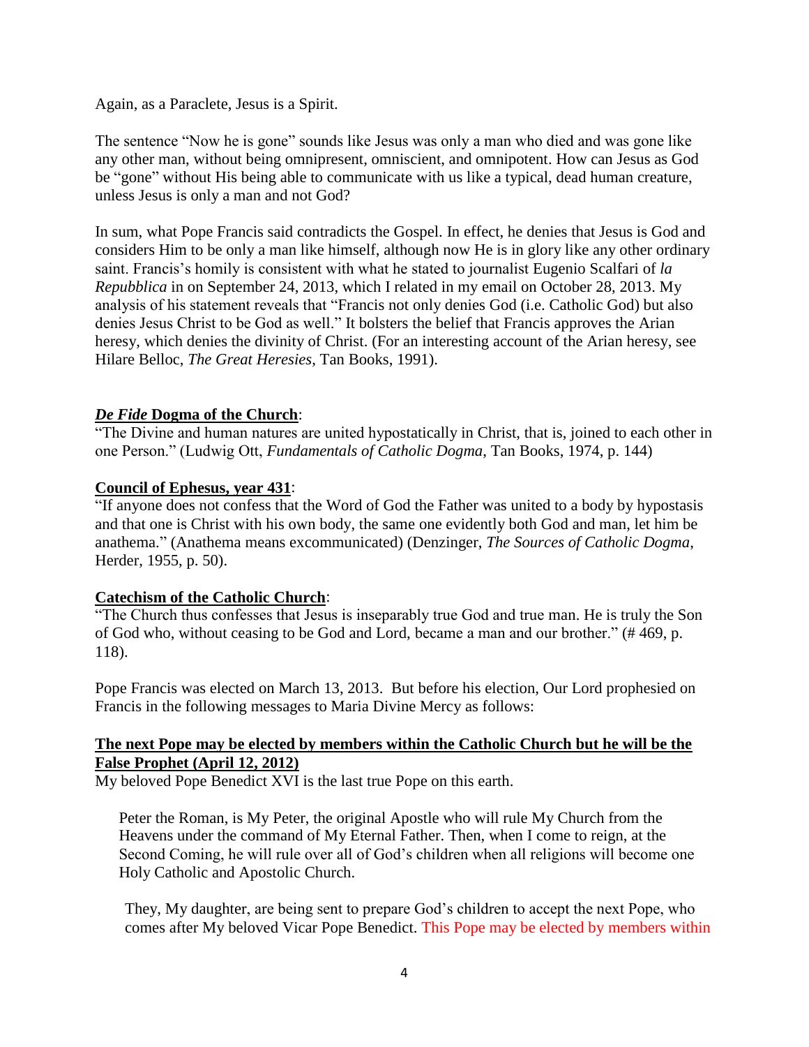Again, as a Paraclete, Jesus is a Spirit.

The sentence "Now he is gone" sounds like Jesus was only a man who died and was gone like any other man, without being omnipresent, omniscient, and omnipotent. How can Jesus as God be "gone" without His being able to communicate with us like a typical, dead human creature, unless Jesus is only a man and not God?

In sum, what Pope Francis said contradicts the Gospel. In effect, he denies that Jesus is God and considers Him to be only a man like himself, although now He is in glory like any other ordinary saint. Francis's homily is consistent with what he stated to journalist Eugenio Scalfari of *la Repubblica* in on September 24, 2013, which I related in my email on October 28, 2013. My analysis of his statement reveals that "Francis not only denies God (i.e. Catholic God) but also denies Jesus Christ to be God as well." It bolsters the belief that Francis approves the Arian heresy, which denies the divinity of Christ. (For an interesting account of the Arian heresy, see Hilare Belloc, *The Great Heresies*, Tan Books, 1991).

***De Fide* Dogma of the Church**:
"The Divine and human natures are united hypostatically in Christ, that is, joined to each other in one Person." (Ludwig Ott, *Fundamentals of Catholic Dogma*, Tan Books, 1974, p. 144)

**Council of Ephesus, year 431**:
"If anyone does not confess that the Word of God the Father was united to a body by hypostasis and that one is Christ with his own body, the same one evidently both God and man, let him be anathema." (Anathema means excommunicated) (Denzinger, *The Sources of Catholic Dogma*, Herder, 1955, p. 50).

**Catechism of the Catholic Church**:
"The Church thus confesses that Jesus is inseparably true God and true man. He is truly the Son of God who, without ceasing to be God and Lord, became a man and our brother." (# 469, p. 118).

Pope Francis was elected on March 13, 2013. But before his election, Our Lord prophesied on Francis in the following messages to Maria Divine Mercy as follows:

**The next Pope may be elected by members within the Catholic Church but he will be the False Prophet (April 12, 2012)**
My beloved Pope Benedict XVI is the last true Pope on this earth.

> Peter the Roman, is My Peter, the original Apostle who will rule My Church from the Heavens under the command of My Eternal Father. Then, when I come to reign, at the Second Coming, he will rule over all of God's children when all religions will become one Holy Catholic and Apostolic Church.
>
> They, My daughter, are being sent to prepare God's children to accept the next Pope, who comes after My beloved Vicar Pope Benedict. This Pope may be elected by members within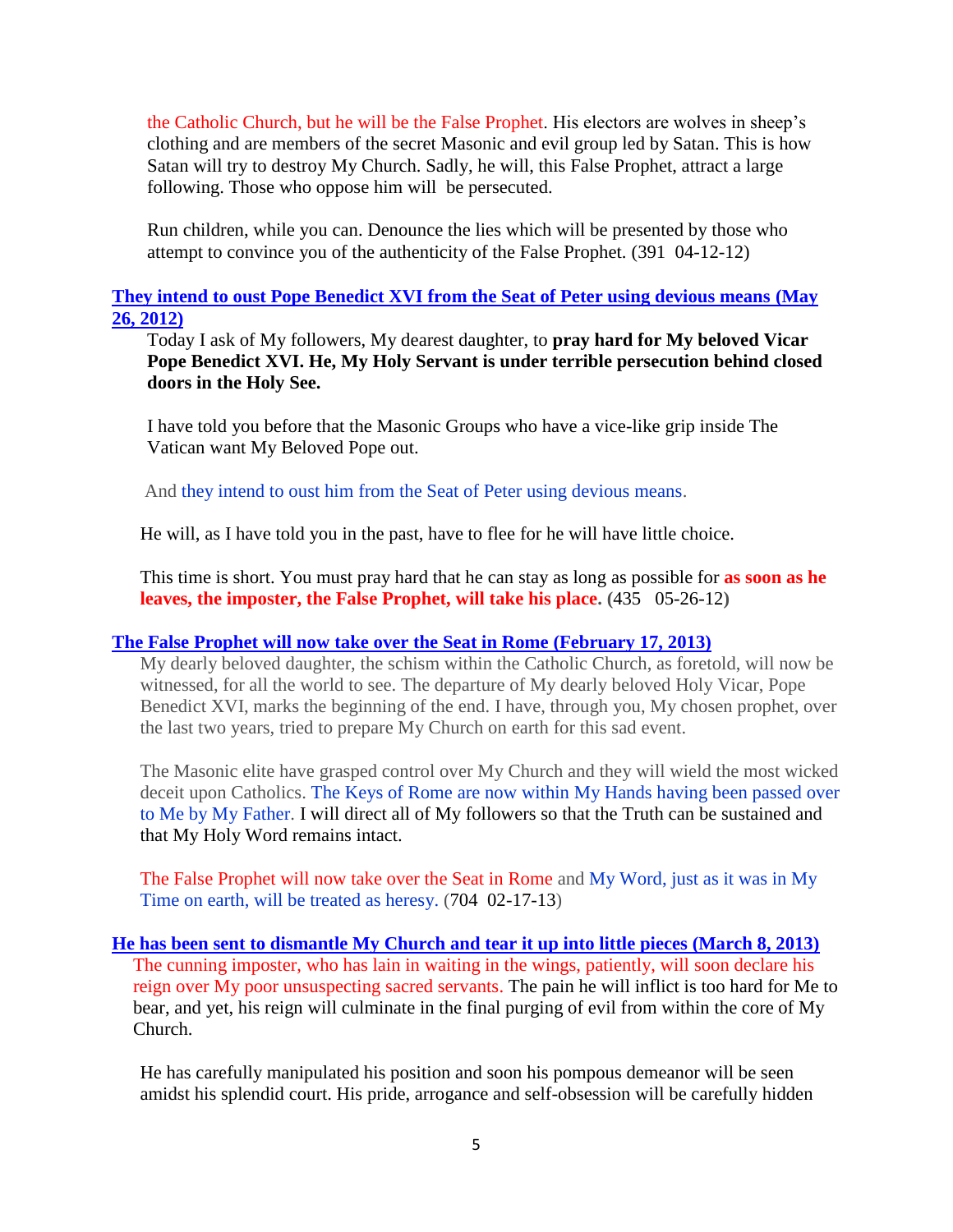the Catholic Church, but he will be the False Prophet. His electors are wolves in sheep's clothing and are members of the secret Masonic and evil group led by Satan. This is how Satan will try to destroy My Church. Sadly, he will, this False Prophet, attract a large following. Those who oppose him will be persecuted.

Run children, while you can. Denounce the lies which will be presented by those who attempt to convince you of the authenticity of the False Prophet. (391 04-12-12)

**They intend to oust Pope Benedict XVI from the Seat of Peter using devious means (May 26, 2012)**

Today I ask of My followers, My dearest daughter, to **pray hard for My beloved Vicar Pope Benedict XVI. He, My Holy Servant is under terrible persecution behind closed doors in the Holy See.**

I have told you before that the Masonic Groups who have a vice-like grip inside The Vatican want My Beloved Pope out.

And they intend to oust him from the Seat of Peter using devious means.

He will, as I have told you in the past, have to flee for he will have little choice.

This time is short. You must pray hard that he can stay as long as possible for **as soon as he leaves, the imposter, the False Prophet, will take his place. (435 05-26-12)**

**The False Prophet will now take over the Seat in Rome (February 17, 2013)**

My dearly beloved daughter, the schism within the Catholic Church, as foretold, will now be witnessed, for all the world to see. The departure of My dearly beloved Holy Vicar, Pope Benedict XVI, marks the beginning of the end. I have, through you, My chosen prophet, over the last two years, tried to prepare My Church on earth for this sad event.

The Masonic elite have grasped control over My Church and they will wield the most wicked deceit upon Catholics. The Keys of Rome are now within My Hands having been passed over to Me by My Father. I will direct all of My followers so that the Truth can be sustained and that My Holy Word remains intact.

The False Prophet will now take over the Seat in Rome and My Word, just as it was in My Time on earth, will be treated as heresy. (704 02-17-13)

**He has been sent to dismantle My Church and tear it up into little pieces (March 8, 2013)**

The cunning imposter, who has lain in waiting in the wings, patiently, will soon declare his reign over My poor unsuspecting sacred servants. The pain he will inflict is too hard for Me to bear, and yet, his reign will culminate in the final purging of evil from within the core of My Church.

He has carefully manipulated his position and soon his pompous demeanor will be seen amidst his splendid court. His pride, arrogance and self-obsession will be carefully hidden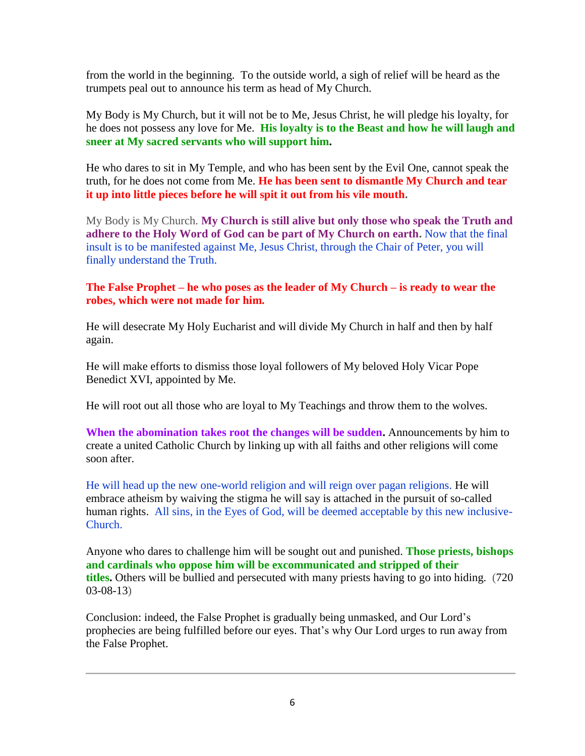from the world in the beginning. To the outside world, a sigh of relief will be heard as the trumpets peal out to announce his term as head of My Church.

My Body is My Church, but it will not be to Me, Jesus Christ, he will pledge his loyalty, for he does not possess any love for Me. **His loyalty is to the Beast and how he will laugh and sneer at My sacred servants who will support him.**

He who dares to sit in My Temple, and who has been sent by the Evil One, cannot speak the truth, for he does not come from Me. **He has been sent to dismantle My Church and tear it up into little pieces before he will spit it out from his vile mouth.**

My Body is My Church. **My Church is still alive but only those who speak the Truth and adhere to the Holy Word of God can be part of My Church on earth.** Now that the final insult is to be manifested against Me, Jesus Christ, through the Chair of Peter, you will finally understand the Truth.

**The False Prophet – he who poses as the leader of My Church – is ready to wear the robes, which were not made for him.**

He will desecrate My Holy Eucharist and will divide My Church in half and then by half again.

He will make efforts to dismiss those loyal followers of My beloved Holy Vicar Pope Benedict XVI, appointed by Me.

He will root out all those who are loyal to My Teachings and throw them to the wolves.

**When the abomination takes root the changes will be sudden.** Announcements by him to create a united Catholic Church by linking up with all faiths and other religions will come soon after.

He will head up the new one-world religion and will reign over pagan religions. He will embrace atheism by waiving the stigma he will say is attached in the pursuit of so-called human rights. All sins, in the Eyes of God, will be deemed acceptable by this new inclusive-Church.

Anyone who dares to challenge him will be sought out and punished. **Those priests, bishops and cardinals who oppose him will be excommunicated and stripped of their titles.** Others will be bullied and persecuted with many priests having to go into hiding. (720 03-08-13)

Conclusion: indeed, the False Prophet is gradually being unmasked, and Our Lord's prophecies are being fulfilled before our eyes. That's why Our Lord urges to run away from the False Prophet.

---